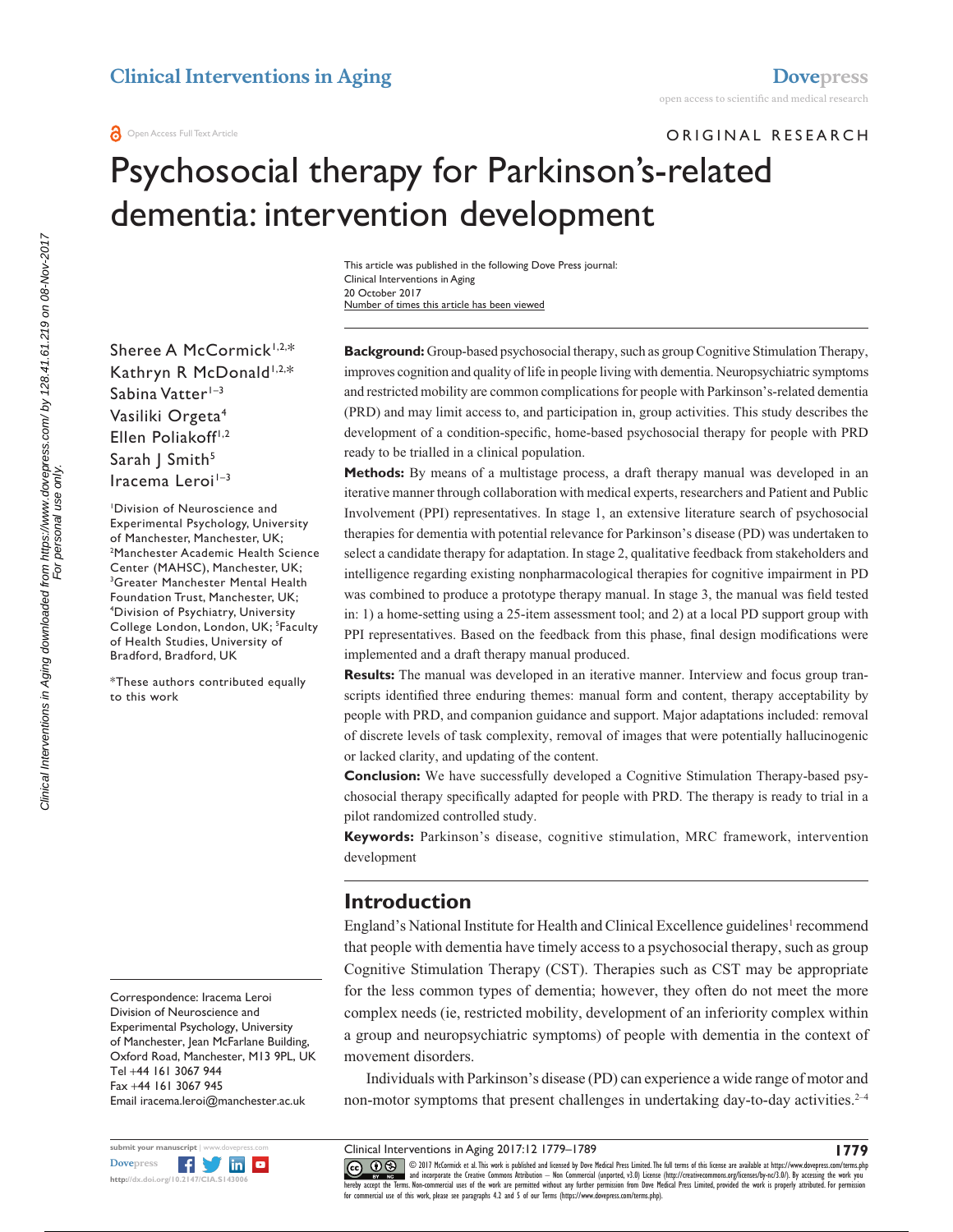# Psychosocial therapy for Parkinson's-related dementia: intervention development

This article was published in the following Dove Press journal:
Clinical Interventions in Aging
20 October 2017
Number of times this article has been viewed

Sheree A McCormick[1,2,*]
Kathryn R McDonald[1,2,*]
Sabina Vatter[1–3]
Vasiliki Orgeta[4]
Ellen Poliakoff[1,2]
Sarah J Smith[5]
Iracema Leroi[1–3]

[1]Division of Neuroscience and Experimental Psychology, University of Manchester, Manchester, UK; [2]Manchester Academic Health Science Center (MAHSC), Manchester, UK; [3]Greater Manchester Mental Health Foundation Trust, Manchester, UK; [4]Division of Psychiatry, University College London, London, UK; [5]Faculty of Health Studies, University of Bradford, Bradford, UK

*These authors contributed equally to this work

Correspondence: Iracema Leroi
Division of Neuroscience and Experimental Psychology, University of Manchester, Jean McFarlane Building, Oxford Road, Manchester, M13 9PL, UK
Tel +44 161 3067 944
Fax +44 161 3067 945
Email iracema.leroi@manchester.ac.uk

**Background:** Group-based psychosocial therapy, such as group Cognitive Stimulation Therapy, improves cognition and quality of life in people living with dementia. Neuropsychiatric symptoms and restricted mobility are common complications for people with Parkinson's-related dementia (PRD) and may limit access to, and participation in, group activities. This study describes the development of a condition-specific, home-based psychosocial therapy for people with PRD ready to be trialled in a clinical population.

**Methods:** By means of a multistage process, a draft therapy manual was developed in an iterative manner through collaboration with medical experts, researchers and Patient and Public Involvement (PPI) representatives. In stage 1, an extensive literature search of psychosocial therapies for dementia with potential relevance for Parkinson's disease (PD) was undertaken to select a candidate therapy for adaptation. In stage 2, qualitative feedback from stakeholders and intelligence regarding existing nonpharmacological therapies for cognitive impairment in PD was combined to produce a prototype therapy manual. In stage 3, the manual was field tested in: 1) a home-setting using a 25-item assessment tool; and 2) at a local PD support group with PPI representatives. Based on the feedback from this phase, final design modifications were implemented and a draft therapy manual produced.

**Results:** The manual was developed in an iterative manner. Interview and focus group transcripts identified three enduring themes: manual form and content, therapy acceptability by people with PRD, and companion guidance and support. Major adaptations included: removal of discrete levels of task complexity, removal of images that were potentially hallucinogenic or lacked clarity, and updating of the content.

**Conclusion:** We have successfully developed a Cognitive Stimulation Therapy-based psychosocial therapy specifically adapted for people with PRD. The therapy is ready to trial in a pilot randomized controlled study.

**Keywords:** Parkinson's disease, cognitive stimulation, MRC framework, intervention development

## Introduction

England's National Institute for Health and Clinical Excellence guidelines[1] recommend that people with dementia have timely access to a psychosocial therapy, such as group Cognitive Stimulation Therapy (CST). Therapies such as CST may be appropriate for the less common types of dementia; however, they often do not meet the more complex needs (ie, restricted mobility, development of an inferiority complex within a group and neuropsychiatric symptoms) of people with dementia in the context of movement disorders.

Individuals with Parkinson's disease (PD) can experience a wide range of motor and non-motor symptoms that present challenges in undertaking day-to-day activities.[2–4]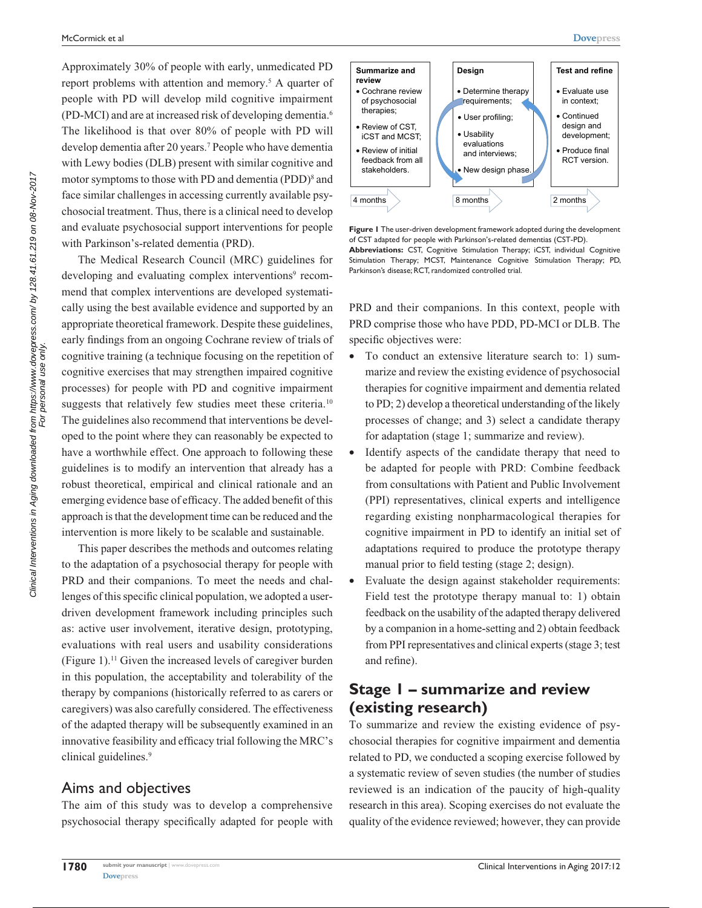Approximately 30% of people with early, unmedicated PD report problems with attention and memory.[5] A quarter of people with PD will develop mild cognitive impairment (PD-MCI) and are at increased risk of developing dementia.[6] The likelihood is that over 80% of people with PD will develop dementia after 20 years.[7] People who have dementia with Lewy bodies (DLB) present with similar cognitive and motor symptoms to those with PD and dementia (PDD)[8] and face similar challenges in accessing currently available psychosocial treatment. Thus, there is a clinical need to develop and evaluate psychosocial support interventions for people with Parkinson's-related dementia (PRD).

The Medical Research Council (MRC) guidelines for developing and evaluating complex interventions[9] recommend that complex interventions are developed systematically using the best available evidence and supported by an appropriate theoretical framework. Despite these guidelines, early findings from an ongoing Cochrane review of trials of cognitive training (a technique focusing on the repetition of cognitive exercises that may strengthen impaired cognitive processes) for people with PD and cognitive impairment suggests that relatively few studies meet these criteria.[10] The guidelines also recommend that interventions be developed to the point where they can reasonably be expected to have a worthwhile effect. One approach to following these guidelines is to modify an intervention that already has a robust theoretical, empirical and clinical rationale and an emerging evidence base of efficacy. The added benefit of this approach is that the development time can be reduced and the intervention is more likely to be scalable and sustainable.

This paper describes the methods and outcomes relating to the adaptation of a psychosocial therapy for people with PRD and their companions. To meet the needs and challenges of this specific clinical population, we adopted a user-driven development framework including principles such as: active user involvement, iterative design, prototyping, evaluations with real users and usability considerations (Figure 1).[11] Given the increased levels of caregiver burden in this population, the acceptability and tolerability of the therapy by companions (historically referred to as carers or caregivers) was also carefully considered. The effectiveness of the adapted therapy will be subsequently examined in an innovative feasibility and efficacy trial following the MRC's clinical guidelines.[9]

## Aims and objectives

The aim of this study was to develop a comprehensive psychosocial therapy specifically adapted for people with PRD and their companions. In this context, people with PRD comprise those who have PDD, PD-MCI or DLB. The specific objectives were:

- To conduct an extensive literature search to: 1) summarize and review the existing evidence of psychosocial therapies for cognitive impairment and dementia related to PD; 2) develop a theoretical understanding of the likely processes of change; and 3) select a candidate therapy for adaptation (stage 1; summarize and review).
- Identify aspects of the candidate therapy that need to be adapted for people with PRD: Combine feedback from consultations with Patient and Public Involvement (PPI) representatives, clinical experts and intelligence regarding existing nonpharmacological therapies for cognitive impairment in PD to identify an initial set of adaptations required to produce the prototype therapy manual prior to field testing (stage 2; design).
- Evaluate the design against stakeholder requirements: Field test the prototype therapy manual to: 1) obtain feedback on the usability of the adapted therapy delivered by a companion in a home-setting and 2) obtain feedback from PPI representatives and clinical experts (stage 3; test and refine).

| Summarize and review | Design | Test and refine |
|---|---|---|
| • Cochrane review of psychosocial therapies; • Review of CST, iCST and MCST; • Review of initial feedback from all stakeholders. | • Determine therapy requirements; • User profiling; • Usability evaluations and interviews; • New design phase. | • Evaluate use in context; • Continued design and development; • Produce final RCT version. |
| 4 months | 8 months | 2 months |

**Figure 1** The user-driven development framework adopted during the development of CST adapted for people with Parkinson's-related dementias (CST-PD).
**Abbreviations:** CST, Cognitive Stimulation Therapy; iCST, individual Cognitive Stimulation Therapy; MCST, Maintenance Cognitive Stimulation Therapy; PD, Parkinson's disease; RCT, randomized controlled trial.

## Stage 1 – summarize and review (existing research)

To summarize and review the existing evidence of psychosocial therapies for cognitive impairment and dementia related to PD, we conducted a scoping exercise followed by a systematic review of seven studies (the number of studies reviewed is an indication of the paucity of high-quality research in this area). Scoping exercises do not evaluate the quality of the evidence reviewed; however, they can provide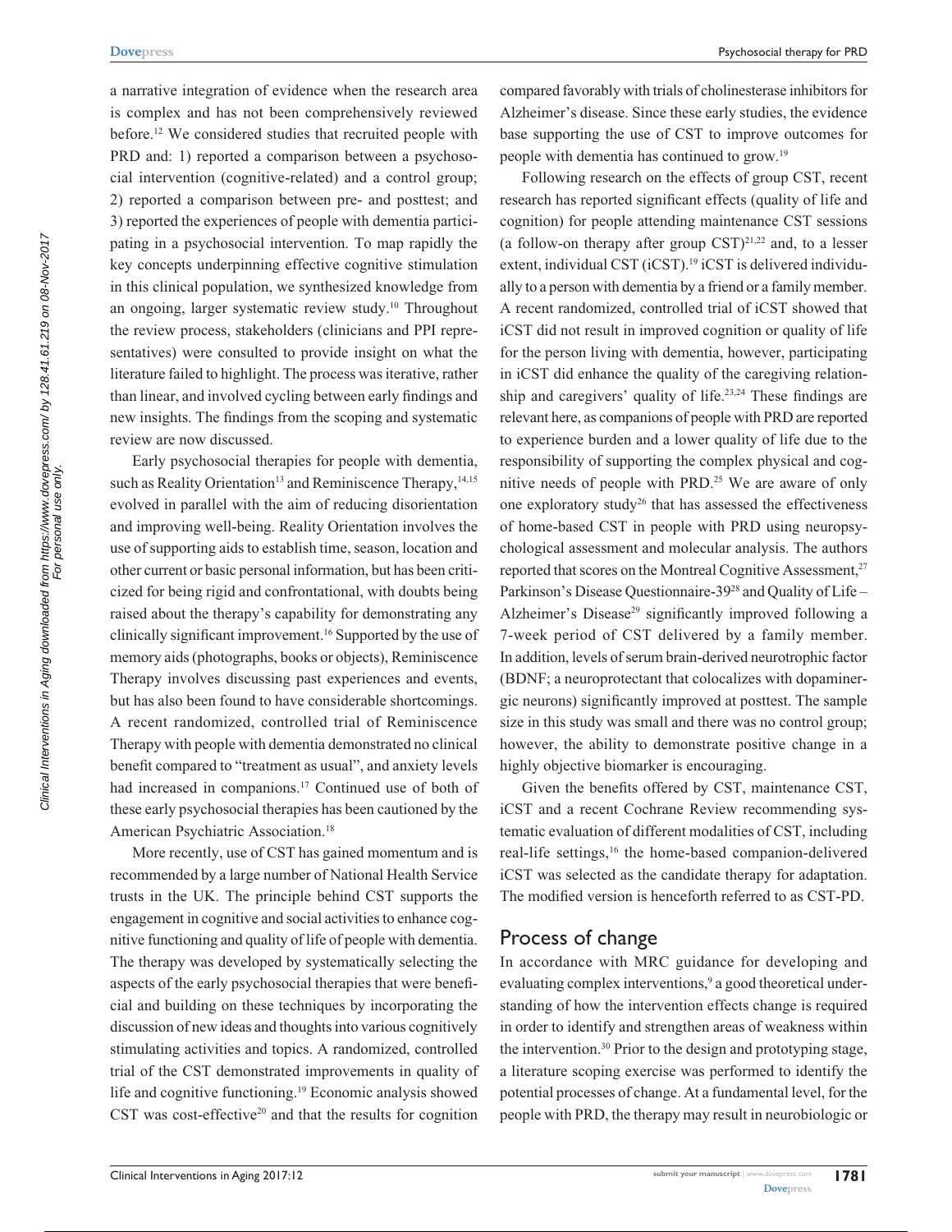a narrative integration of evidence when the research area is complex and has not been comprehensively reviewed before.[12] We considered studies that recruited people with PRD and: 1) reported a comparison between a psychosocial intervention (cognitive-related) and a control group; 2) reported a comparison between pre- and posttest; and 3) reported the experiences of people with dementia participating in a psychosocial intervention. To map rapidly the key concepts underpinning effective cognitive stimulation in this clinical population, we synthesized knowledge from an ongoing, larger systematic review study.[10] Throughout the review process, stakeholders (clinicians and PPI representatives) were consulted to provide insight on what the literature failed to highlight. The process was iterative, rather than linear, and involved cycling between early findings and new insights. The findings from the scoping and systematic review are now discussed.

Early psychosocial therapies for people with dementia, such as Reality Orientation[13] and Reminiscence Therapy,[14,15] evolved in parallel with the aim of reducing disorientation and improving well-being. Reality Orientation involves the use of supporting aids to establish time, season, location and other current or basic personal information, but has been criticized for being rigid and confrontational, with doubts being raised about the therapy's capability for demonstrating any clinically significant improvement.[16] Supported by the use of memory aids (photographs, books or objects), Reminiscence Therapy involves discussing past experiences and events, but has also been found to have considerable shortcomings. A recent randomized, controlled trial of Reminiscence Therapy with people with dementia demonstrated no clinical benefit compared to "treatment as usual", and anxiety levels had increased in companions.[17] Continued use of both of these early psychosocial therapies has been cautioned by the American Psychiatric Association.[18]

More recently, use of CST has gained momentum and is recommended by a large number of National Health Service trusts in the UK. The principle behind CST supports the engagement in cognitive and social activities to enhance cognitive functioning and quality of life of people with dementia. The therapy was developed by systematically selecting the aspects of the early psychosocial therapies that were beneficial and building on these techniques by incorporating the discussion of new ideas and thoughts into various cognitively stimulating activities and topics. A randomized, controlled trial of the CST demonstrated improvements in quality of life and cognitive functioning.[19] Economic analysis showed CST was cost-effective[20] and that the results for cognition compared favorably with trials of cholinesterase inhibitors for Alzheimer's disease. Since these early studies, the evidence base supporting the use of CST to improve outcomes for people with dementia has continued to grow.[19]

Following research on the effects of group CST, recent research has reported significant effects (quality of life and cognition) for people attending maintenance CST sessions (a follow-on therapy after group CST)[21,22] and, to a lesser extent, individual CST (iCST).[19] iCST is delivered individually to a person with dementia by a friend or a family member. A recent randomized, controlled trial of iCST showed that iCST did not result in improved cognition or quality of life for the person living with dementia, however, participating in iCST did enhance the quality of the caregiving relationship and caregivers' quality of life.[23,24] These findings are relevant here, as companions of people with PRD are reported to experience burden and a lower quality of life due to the responsibility of supporting the complex physical and cognitive needs of people with PRD.[25] We are aware of only one exploratory study[26] that has assessed the effectiveness of home-based CST in people with PRD using neuropsychological assessment and molecular analysis. The authors reported that scores on the Montreal Cognitive Assessment,[27] Parkinson's Disease Questionnaire-39[28] and Quality of Life – Alzheimer's Disease[29] significantly improved following a 7-week period of CST delivered by a family member. In addition, levels of serum brain-derived neurotrophic factor (BDNF; a neuroprotectant that colocalizes with dopaminergic neurons) significantly improved at posttest. The sample size in this study was small and there was no control group; however, the ability to demonstrate positive change in a highly objective biomarker is encouraging.

Given the benefits offered by CST, maintenance CST, iCST and a recent Cochrane Review recommending systematic evaluation of different modalities of CST, including real-life settings,[16] the home-based companion-delivered iCST was selected as the candidate therapy for adaptation. The modified version is henceforth referred to as CST-PD.

## Process of change

In accordance with MRC guidance for developing and evaluating complex interventions,[9] a good theoretical understanding of how the intervention effects change is required in order to identify and strengthen areas of weakness within the intervention.[30] Prior to the design and prototyping stage, a literature scoping exercise was performed to identify the potential processes of change. At a fundamental level, for the people with PRD, the therapy may result in neurobiologic or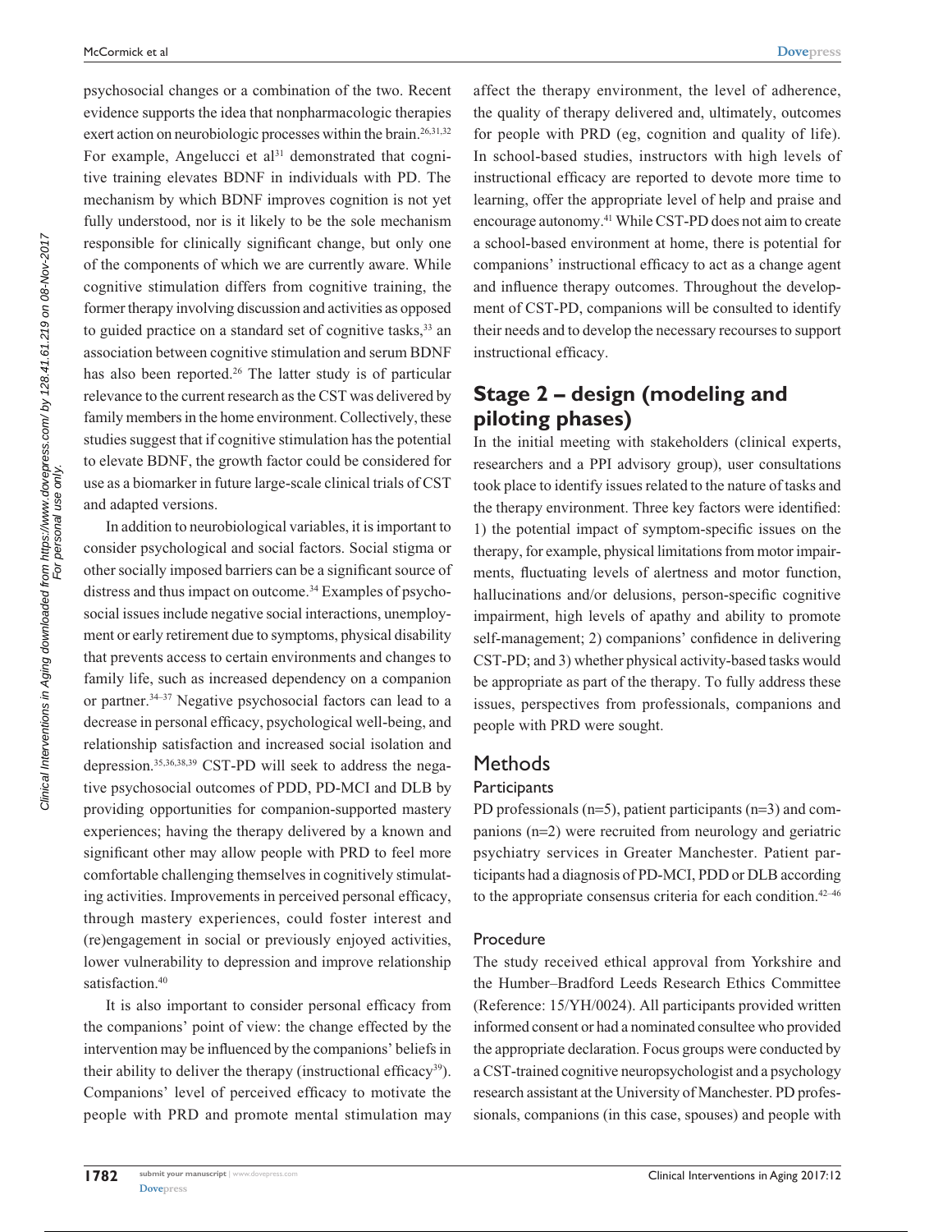psychosocial changes or a combination of the two. Recent evidence supports the idea that nonpharmacologic therapies exert action on neurobiologic processes within the brain.[26,31,32] For example, Angelucci et al[31] demonstrated that cognitive training elevates BDNF in individuals with PD. The mechanism by which BDNF improves cognition is not yet fully understood, nor is it likely to be the sole mechanism responsible for clinically significant change, but only one of the components of which we are currently aware. While cognitive stimulation differs from cognitive training, the former therapy involving discussion and activities as opposed to guided practice on a standard set of cognitive tasks,[33] an association between cognitive stimulation and serum BDNF has also been reported.[26] The latter study is of particular relevance to the current research as the CST was delivered by family members in the home environment. Collectively, these studies suggest that if cognitive stimulation has the potential to elevate BDNF, the growth factor could be considered for use as a biomarker in future large-scale clinical trials of CST and adapted versions.

In addition to neurobiological variables, it is important to consider psychological and social factors. Social stigma or other socially imposed barriers can be a significant source of distress and thus impact on outcome.[34] Examples of psychosocial issues include negative social interactions, unemployment or early retirement due to symptoms, physical disability that prevents access to certain environments and changes to family life, such as increased dependency on a companion or partner.[34–37] Negative psychosocial factors can lead to a decrease in personal efficacy, psychological well-being, and relationship satisfaction and increased social isolation and depression.[35,36,38,39] CST-PD will seek to address the negative psychosocial outcomes of PDD, PD-MCI and DLB by providing opportunities for companion-supported mastery experiences; having the therapy delivered by a known and significant other may allow people with PRD to feel more comfortable challenging themselves in cognitively stimulating activities. Improvements in perceived personal efficacy, through mastery experiences, could foster interest and (re)engagement in social or previously enjoyed activities, lower vulnerability to depression and improve relationship satisfaction.[40]

It is also important to consider personal efficacy from the companions' point of view: the change effected by the intervention may be influenced by the companions' beliefs in their ability to deliver the therapy (instructional efficacy[39]). Companions' level of perceived efficacy to motivate the people with PRD and promote mental stimulation may affect the therapy environment, the level of adherence, the quality of therapy delivered and, ultimately, outcomes for people with PRD (eg, cognition and quality of life). In school-based studies, instructors with high levels of instructional efficacy are reported to devote more time to learning, offer the appropriate level of help and praise and encourage autonomy.[41] While CST-PD does not aim to create a school-based environment at home, there is potential for companions' instructional efficacy to act as a change agent and influence therapy outcomes. Throughout the development of CST-PD, companions will be consulted to identify their needs and to develop the necessary recourses to support instructional efficacy.

## Stage 2 – design (modeling and piloting phases)

In the initial meeting with stakeholders (clinical experts, researchers and a PPI advisory group), user consultations took place to identify issues related to the nature of tasks and the therapy environment. Three key factors were identified: 1) the potential impact of symptom-specific issues on the therapy, for example, physical limitations from motor impairments, fluctuating levels of alertness and motor function, hallucinations and/or delusions, person-specific cognitive impairment, high levels of apathy and ability to promote self-management; 2) companions' confidence in delivering CST-PD; and 3) whether physical activity-based tasks would be appropriate as part of the therapy. To fully address these issues, perspectives from professionals, companions and people with PRD were sought.

## Methods

### Participants

PD professionals (n=5), patient participants (n=3) and companions (n=2) were recruited from neurology and geriatric psychiatry services in Greater Manchester. Patient participants had a diagnosis of PD-MCI, PDD or DLB according to the appropriate consensus criteria for each condition.[42–46]

### Procedure

The study received ethical approval from Yorkshire and the Humber–Bradford Leeds Research Ethics Committee (Reference: 15/YH/0024). All participants provided written informed consent or had a nominated consultee who provided the appropriate declaration. Focus groups were conducted by a CST-trained cognitive neuropsychologist and a psychology research assistant at the University of Manchester. PD professionals, companions (in this case, spouses) and people with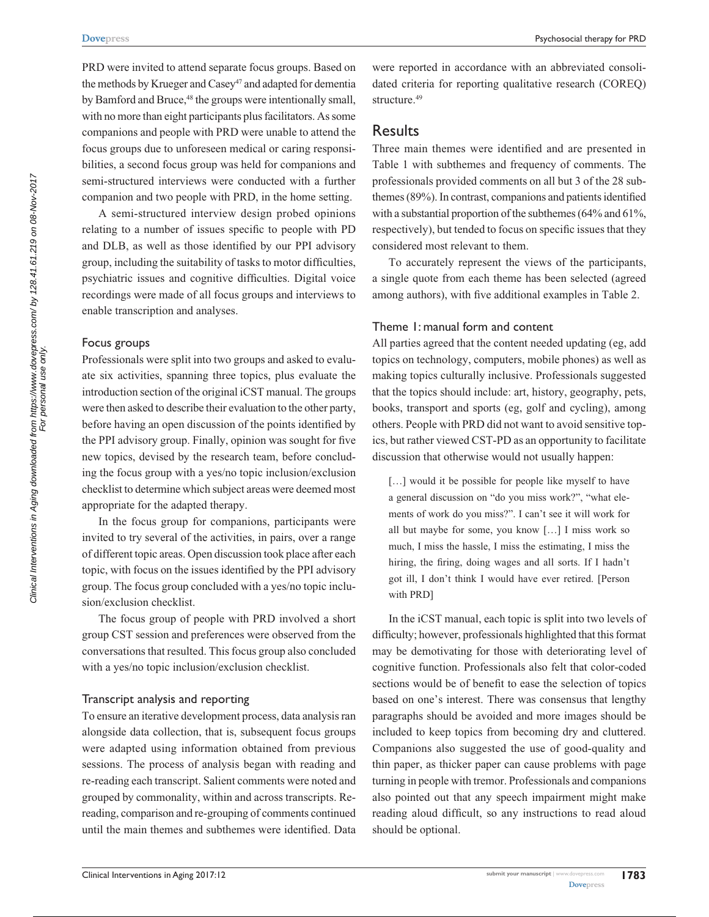PRD were invited to attend separate focus groups. Based on the methods by Krueger and Casey[47] and adapted for dementia by Bamford and Bruce,[48] the groups were intentionally small, with no more than eight participants plus facilitators. As some companions and people with PRD were unable to attend the focus groups due to unforeseen medical or caring responsibilities, a second focus group was held for companions and semi-structured interviews were conducted with a further companion and two people with PRD, in the home setting.

A semi-structured interview design probed opinions relating to a number of issues specific to people with PD and DLB, as well as those identified by our PPI advisory group, including the suitability of tasks to motor difficulties, psychiatric issues and cognitive difficulties. Digital voice recordings were made of all focus groups and interviews to enable transcription and analyses.

### Focus groups

Professionals were split into two groups and asked to evaluate six activities, spanning three topics, plus evaluate the introduction section of the original iCST manual. The groups were then asked to describe their evaluation to the other party, before having an open discussion of the points identified by the PPI advisory group. Finally, opinion was sought for five new topics, devised by the research team, before concluding the focus group with a yes/no topic inclusion/exclusion checklist to determine which subject areas were deemed most appropriate for the adapted therapy.

In the focus group for companions, participants were invited to try several of the activities, in pairs, over a range of different topic areas. Open discussion took place after each topic, with focus on the issues identified by the PPI advisory group. The focus group concluded with a yes/no topic inclusion/exclusion checklist.

The focus group of people with PRD involved a short group CST session and preferences were observed from the conversations that resulted. This focus group also concluded with a yes/no topic inclusion/exclusion checklist.

### Transcript analysis and reporting

To ensure an iterative development process, data analysis ran alongside data collection, that is, subsequent focus groups were adapted using information obtained from previous sessions. The process of analysis began with reading and re-reading each transcript. Salient comments were noted and grouped by commonality, within and across transcripts. Re-reading, comparison and re-grouping of comments continued until the main themes and subthemes were identified. Data were reported in accordance with an abbreviated consolidated criteria for reporting qualitative research (COREQ) structure.[49]

## Results

Three main themes were identified and are presented in Table 1 with subthemes and frequency of comments. The professionals provided comments on all but 3 of the 28 subthemes (89%). In contrast, companions and patients identified with a substantial proportion of the subthemes (64% and 61%, respectively), but tended to focus on specific issues that they considered most relevant to them.

To accurately represent the views of the participants, a single quote from each theme has been selected (agreed among authors), with five additional examples in Table 2.

### Theme 1: manual form and content

All parties agreed that the content needed updating (eg, add topics on technology, computers, mobile phones) as well as making topics culturally inclusive. Professionals suggested that the topics should include: art, history, geography, pets, books, transport and sports (eg, golf and cycling), among others. People with PRD did not want to avoid sensitive topics, but rather viewed CST-PD as an opportunity to facilitate discussion that otherwise would not usually happen:

> […] would it be possible for people like myself to have a general discussion on "do you miss work?", "what elements of work do you miss?". I can't see it will work for all but maybe for some, you know […] I miss work so much, I miss the hassle, I miss the estimating, I miss the hiring, the firing, doing wages and all sorts. If I hadn't got ill, I don't think I would have ever retired. [Person with PRD]

In the iCST manual, each topic is split into two levels of difficulty; however, professionals highlighted that this format may be demotivating for those with deteriorating level of cognitive function. Professionals also felt that color-coded sections would be of benefit to ease the selection of topics based on one's interest. There was consensus that lengthy paragraphs should be avoided and more images should be included to keep topics from becoming dry and cluttered. Companions also suggested the use of good-quality and thin paper, as thicker paper can cause problems with page turning in people with tremor. Professionals and companions also pointed out that any speech impairment might make reading aloud difficult, so any instructions to read aloud should be optional.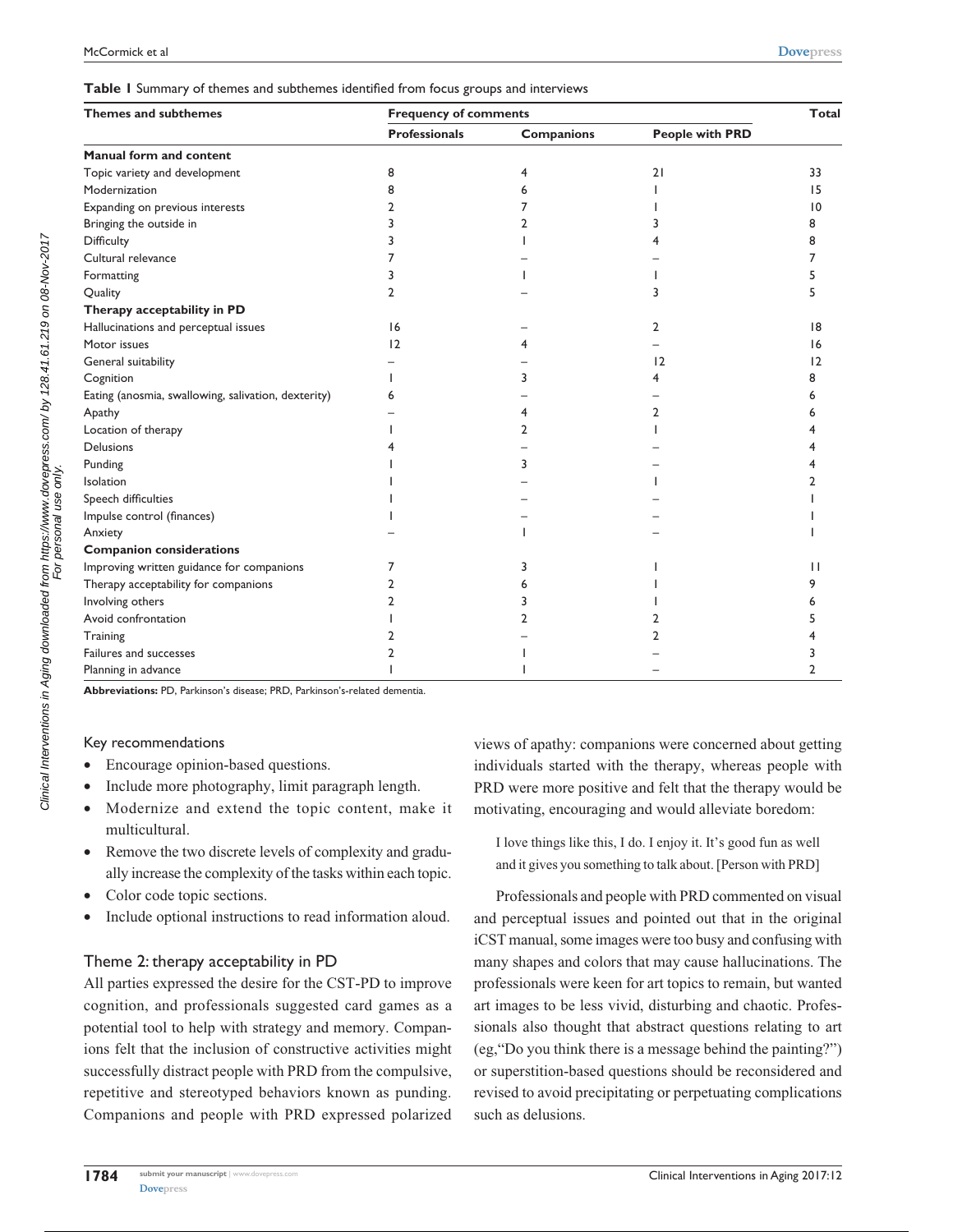**Table 1** Summary of themes and subthemes identified from focus groups and interviews

| Themes and subthemes | Frequency of comments | | | Total |
|---|---|---|---|---|
| | Professionals | Companions | People with PRD | |
| **Manual form and content** | | | | |
| Topic variety and development | 8 | 4 | 21 | 33 |
| Modernization | 8 | 6 | 1 | 15 |
| Expanding on previous interests | 2 | 7 | 1 | 10 |
| Bringing the outside in | 3 | 2 | 3 | 8 |
| Difficulty | 3 | 1 | 4 | 8 |
| Cultural relevance | 7 | – | – | 7 |
| Formatting | 3 | 1 | 1 | 5 |
| Quality | 2 | – | 3 | 5 |
| **Therapy acceptability in PD** | | | | |
| Hallucinations and perceptual issues | 16 | – | 2 | 18 |
| Motor issues | 12 | 4 | – | 16 |
| General suitability | – | – | 12 | 12 |
| Cognition | 1 | 3 | 4 | 8 |
| Eating (anosmia, swallowing, salivation, dexterity) | 6 | – | – | 6 |
| Apathy | – | 4 | 2 | 6 |
| Location of therapy | 1 | 2 | 1 | 4 |
| Delusions | 4 | – | – | 4 |
| Punding | 1 | 3 | – | 4 |
| Isolation | 1 | – | 1 | 2 |
| Speech difficulties | 1 | – | – | 1 |
| Impulse control (finances) | 1 | – | – | 1 |
| Anxiety | – | 1 | – | 1 |
| **Companion considerations** | | | | |
| Improving written guidance for companions | 7 | 3 | 1 | 11 |
| Therapy acceptability for companions | 2 | 6 | 1 | 9 |
| Involving others | 2 | 3 | 1 | 6 |
| Avoid confrontation | 1 | 2 | 2 | 5 |
| Training | 2 | – | 2 | 4 |
| Failures and successes | 2 | 1 | – | 3 |
| Planning in advance | 1 | 1 | – | 2 |

**Abbreviations:** PD, Parkinson's disease; PRD, Parkinson's-related dementia.

Key recommendations

- Encourage opinion-based questions.
- Include more photography, limit paragraph length.
- Modernize and extend the topic content, make it multicultural.
- Remove the two discrete levels of complexity and gradually increase the complexity of the tasks within each topic.
- Color code topic sections.
- Include optional instructions to read information aloud.

## Theme 2: therapy acceptability in PD

All parties expressed the desire for the CST-PD to improve cognition, and professionals suggested card games as a potential tool to help with strategy and memory. Companions felt that the inclusion of constructive activities might successfully distract people with PRD from the compulsive, repetitive and stereotyped behaviors known as punding. Companions and people with PRD expressed polarized views of apathy: companions were concerned about getting individuals started with the therapy, whereas people with PRD were more positive and felt that the therapy would be motivating, encouraging and would alleviate boredom:

> I love things like this, I do. I enjoy it. It's good fun as well and it gives you something to talk about. [Person with PRD]

Professionals and people with PRD commented on visual and perceptual issues and pointed out that in the original iCST manual, some images were too busy and confusing with many shapes and colors that may cause hallucinations. The professionals were keen for art topics to remain, but wanted art images to be less vivid, disturbing and chaotic. Professionals also thought that abstract questions relating to art (eg,"Do you think there is a message behind the painting?") or superstition-based questions should be reconsidered and revised to avoid precipitating or perpetuating complications such as delusions.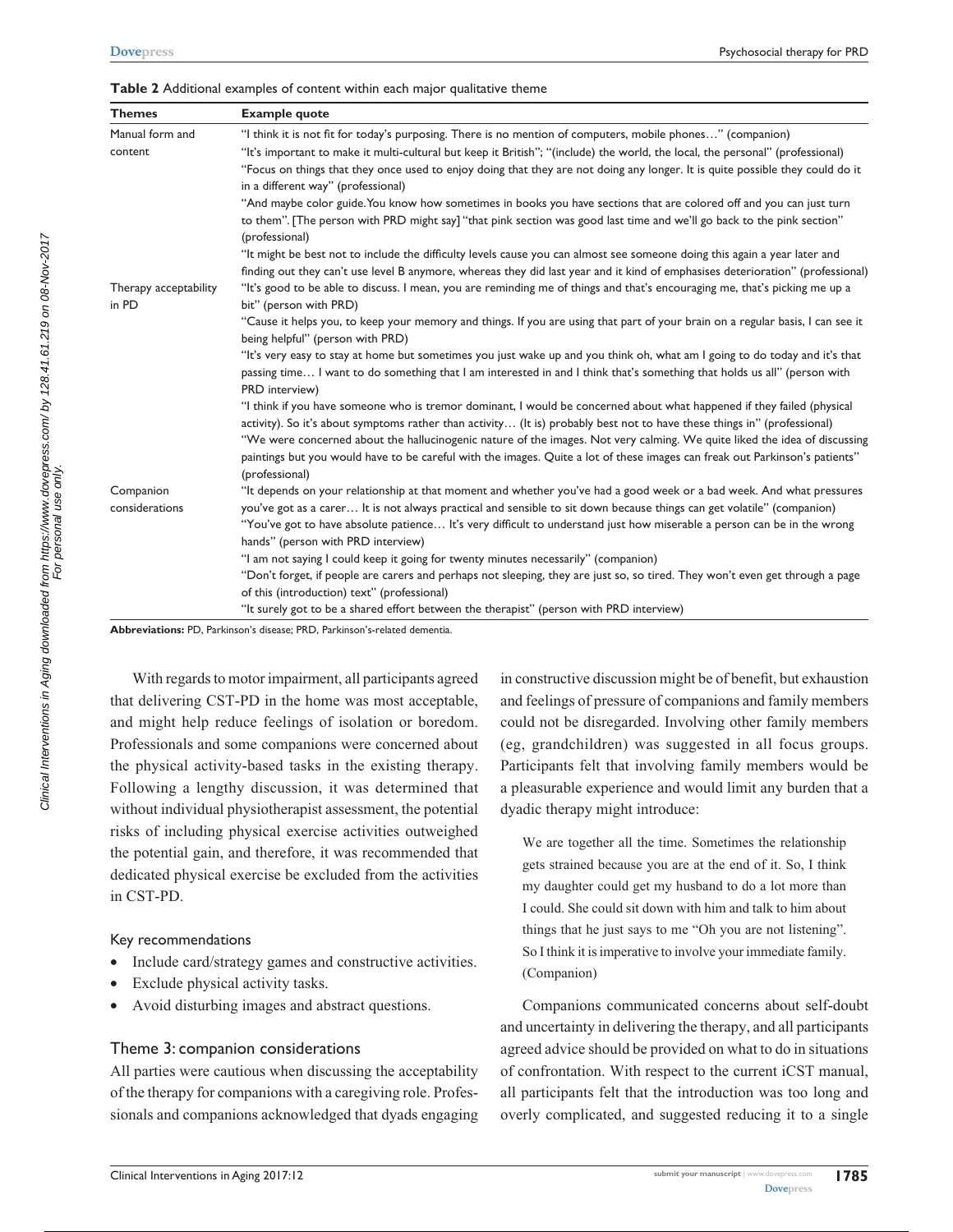**Table 2** Additional examples of content within each major qualitative theme

| Themes | Example quote |
| --- | --- |
| Manual form and content | "I think it is not fit for today's purposing. There is no mention of computers, mobile phones…" (companion) |
| | "It's important to make it multi-cultural but keep it British"; "(include) the world, the local, the personal" (professional) |
| | "Focus on things that they once used to enjoy doing that they are not doing any longer. It is quite possible they could do it in a different way" (professional) |
| | "And maybe color guide. You know how sometimes in books you have sections that are colored off and you can just turn to them". [The person with PRD might say] "that pink section was good last time and we'll go back to the pink section" (professional) |
| | "It might be best not to include the difficulty levels cause you can almost see someone doing this again a year later and finding out they can't use level B anymore, whereas they did last year and it kind of emphasises deterioration" (professional) |
| Therapy acceptability in PD | "It's good to be able to discuss. I mean, you are reminding me of things and that's encouraging me, that's picking me up a bit" (person with PRD) |
| | "Cause it helps you, to keep your memory and things. If you are using that part of your brain on a regular basis, I can see it being helpful" (person with PRD) |
| | "It's very easy to stay at home but sometimes you just wake up and you think oh, what am I going to do today and it's that passing time… I want to do something that I am interested in and I think that's something that holds us all" (person with PRD interview) |
| | "I think if you have someone who is tremor dominant, I would be concerned about what happened if they failed (physical activity). So it's about symptoms rather than activity… (It is) probably best not to have these things in" (professional) |
| | "We were concerned about the hallucinogenic nature of the images. Not very calming. We quite liked the idea of discussing paintings but you would have to be careful with the images. Quite a lot of these images can freak out Parkinson's patients" (professional) |
| Companion considerations | "It depends on your relationship at that moment and whether you've had a good week or a bad week. And what pressures you've got as a carer… It is not always practical and sensible to sit down because things can get volatile" (companion) |
| | "You've got to have absolute patience… It's very difficult to understand just how miserable a person can be in the wrong hands" (person with PRD interview) |
| | "I am not saying I could keep it going for twenty minutes necessarily" (companion) |
| | "Don't forget, if people are carers and perhaps not sleeping, they are just so, so tired. They won't even get through a page of this (introduction) text" (professional) |
| | "It surely got to be a shared effort between the therapist" (person with PRD interview) |

**Abbreviations:** PD, Parkinson's disease; PRD, Parkinson's-related dementia.

With regards to motor impairment, all participants agreed that delivering CST-PD in the home was most acceptable, and might help reduce feelings of isolation or boredom. Professionals and some companions were concerned about the physical activity-based tasks in the existing therapy. Following a lengthy discussion, it was determined that without individual physiotherapist assessment, the potential risks of including physical exercise activities outweighed the potential gain, and therefore, it was recommended that dedicated physical exercise be excluded from the activities in CST-PD.

Key recommendations

- Include card/strategy games and constructive activities.
- Exclude physical activity tasks.
- Avoid disturbing images and abstract questions.

### Theme 3: companion considerations

All parties were cautious when discussing the acceptability of the therapy for companions with a caregiving role. Professionals and companions acknowledged that dyads engaging in constructive discussion might be of benefit, but exhaustion and feelings of pressure of companions and family members could not be disregarded. Involving other family members (eg, grandchildren) was suggested in all focus groups. Participants felt that involving family members would be a pleasurable experience and would limit any burden that a dyadic therapy might introduce:

> We are together all the time. Sometimes the relationship gets strained because you are at the end of it. So, I think my daughter could get my husband to do a lot more than I could. She could sit down with him and talk to him about things that he just says to me "Oh you are not listening". So I think it is imperative to involve your immediate family. (Companion)

Companions communicated concerns about self-doubt and uncertainty in delivering the therapy, and all participants agreed advice should be provided on what to do in situations of confrontation. With respect to the current iCST manual, all participants felt that the introduction was too long and overly complicated, and suggested reducing it to a single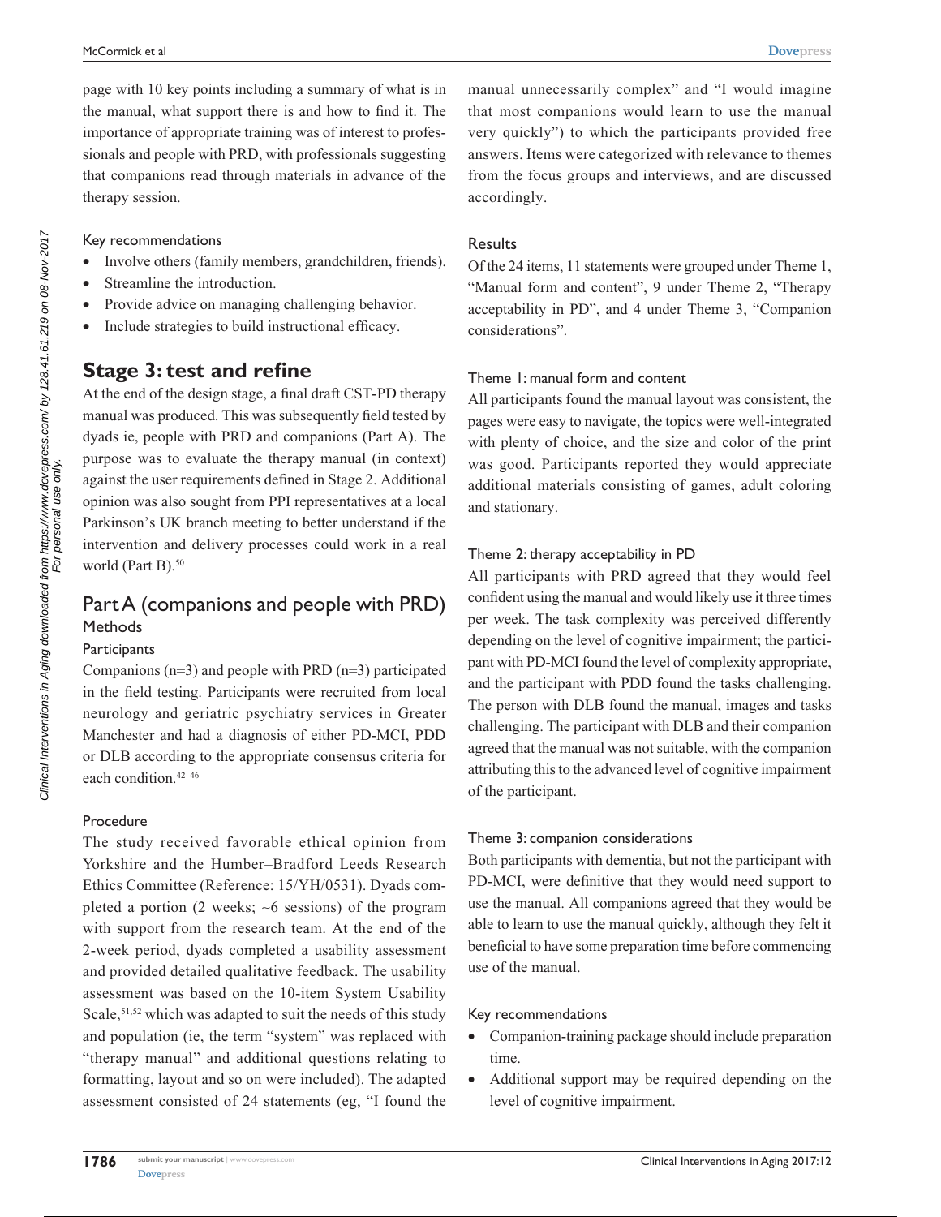page with 10 key points including a summary of what is in the manual, what support there is and how to find it. The importance of appropriate training was of interest to professionals and people with PRD, with professionals suggesting that companions read through materials in advance of the therapy session.

#### Key recommendations

- Involve others (family members, grandchildren, friends).
- Streamline the introduction.
- Provide advice on managing challenging behavior.
- Include strategies to build instructional efficacy.

## Stage 3: test and refine

At the end of the design stage, a final draft CST-PD therapy manual was produced. This was subsequently field tested by dyads ie, people with PRD and companions (Part A). The purpose was to evaluate the therapy manual (in context) against the user requirements defined in Stage 2. Additional opinion was also sought from PPI representatives at a local Parkinson's UK branch meeting to better understand if the intervention and delivery processes could work in a real world (Part B).[50]

### Part A (companions and people with PRD)

#### Methods

##### Participants

Companions (n=3) and people with PRD (n=3) participated in the field testing. Participants were recruited from local neurology and geriatric psychiatry services in Greater Manchester and had a diagnosis of either PD-MCI, PDD or DLB according to the appropriate consensus criteria for each condition.[42–46]

##### Procedure

The study received favorable ethical opinion from Yorkshire and the Humber–Bradford Leeds Research Ethics Committee (Reference: 15/YH/0531). Dyads completed a portion (2 weeks; ~6 sessions) of the program with support from the research team. At the end of the 2-week period, dyads completed a usability assessment and provided detailed qualitative feedback. The usability assessment was based on the 10-item System Usability Scale,[51,52] which was adapted to suit the needs of this study and population (ie, the term "system" was replaced with "therapy manual" and additional questions relating to formatting, layout and so on were included). The adapted assessment consisted of 24 statements (eg, "I found the manual unnecessarily complex" and "I would imagine that most companions would learn to use the manual very quickly") to which the participants provided free answers. Items were categorized with relevance to themes from the focus groups and interviews, and are discussed accordingly.

#### Results

Of the 24 items, 11 statements were grouped under Theme 1, "Manual form and content", 9 under Theme 2, "Therapy acceptability in PD", and 4 under Theme 3, "Companion considerations".

##### Theme 1: manual form and content

All participants found the manual layout was consistent, the pages were easy to navigate, the topics were well-integrated with plenty of choice, and the size and color of the print was good. Participants reported they would appreciate additional materials consisting of games, adult coloring and stationary.

##### Theme 2: therapy acceptability in PD

All participants with PRD agreed that they would feel confident using the manual and would likely use it three times per week. The task complexity was perceived differently depending on the level of cognitive impairment; the participant with PD-MCI found the level of complexity appropriate, and the participant with PDD found the tasks challenging. The person with DLB found the manual, images and tasks challenging. The participant with DLB and their companion agreed that the manual was not suitable, with the companion attributing this to the advanced level of cognitive impairment of the participant.

##### Theme 3: companion considerations

Both participants with dementia, but not the participant with PD-MCI, were definitive that they would need support to use the manual. All companions agreed that they would be able to learn to use the manual quickly, although they felt it beneficial to have some preparation time before commencing use of the manual.

#### Key recommendations

- Companion-training package should include preparation time.
- Additional support may be required depending on the level of cognitive impairment.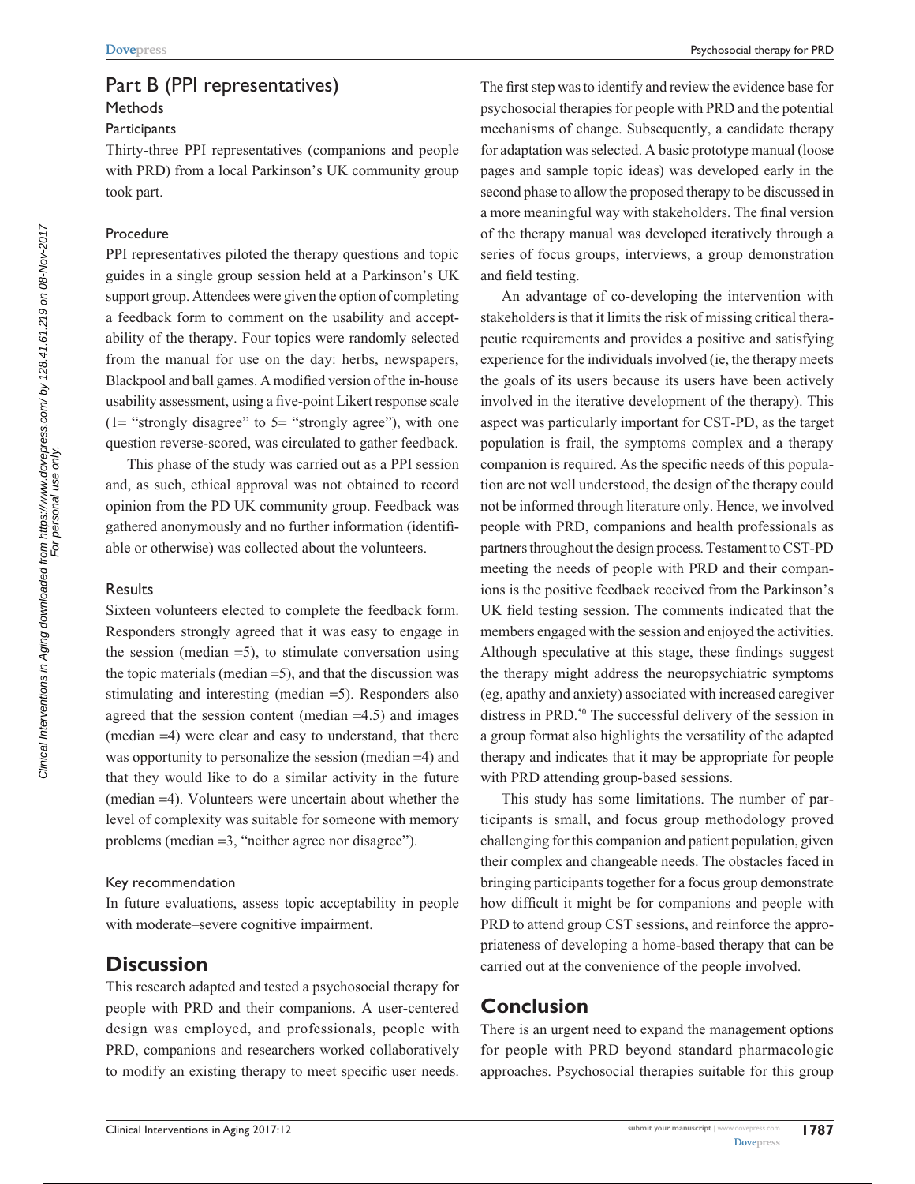## Part B (PPI representatives)

### Methods

#### Participants

Thirty-three PPI representatives (companions and people with PRD) from a local Parkinson's UK community group took part.

#### Procedure

PPI representatives piloted the therapy questions and topic guides in a single group session held at a Parkinson's UK support group. Attendees were given the option of completing a feedback form to comment on the usability and acceptability of the therapy. Four topics were randomly selected from the manual for use on the day: herbs, newspapers, Blackpool and ball games. A modified version of the in-house usability assessment, using a five-point Likert response scale (1= "strongly disagree" to 5= "strongly agree"), with one question reverse-scored, was circulated to gather feedback.

This phase of the study was carried out as a PPI session and, as such, ethical approval was not obtained to record opinion from the PD UK community group. Feedback was gathered anonymously and no further information (identifiable or otherwise) was collected about the volunteers.

#### Results

Sixteen volunteers elected to complete the feedback form. Responders strongly agreed that it was easy to engage in the session (median =5), to stimulate conversation using the topic materials (median =5), and that the discussion was stimulating and interesting (median =5). Responders also agreed that the session content (median =4.5) and images (median =4) were clear and easy to understand, that there was opportunity to personalize the session (median =4) and that they would like to do a similar activity in the future (median =4). Volunteers were uncertain about whether the level of complexity was suitable for someone with memory problems (median =3, "neither agree nor disagree").

#### Key recommendation

In future evaluations, assess topic acceptability in people with moderate–severe cognitive impairment.

# Discussion

This research adapted and tested a psychosocial therapy for people with PRD and their companions. A user-centered design was employed, and professionals, people with PRD, companions and researchers worked collaboratively to modify an existing therapy to meet specific user needs. The first step was to identify and review the evidence base for psychosocial therapies for people with PRD and the potential mechanisms of change. Subsequently, a candidate therapy for adaptation was selected. A basic prototype manual (loose pages and sample topic ideas) was developed early in the second phase to allow the proposed therapy to be discussed in a more meaningful way with stakeholders. The final version of the therapy manual was developed iteratively through a series of focus groups, interviews, a group demonstration and field testing.

An advantage of co-developing the intervention with stakeholders is that it limits the risk of missing critical therapeutic requirements and provides a positive and satisfying experience for the individuals involved (ie, the therapy meets the goals of its users because its users have been actively involved in the iterative development of the therapy). This aspect was particularly important for CST-PD, as the target population is frail, the symptoms complex and a therapy companion is required. As the specific needs of this population are not well understood, the design of the therapy could not be informed through literature only. Hence, we involved people with PRD, companions and health professionals as partners throughout the design process. Testament to CST-PD meeting the needs of people with PRD and their companions is the positive feedback received from the Parkinson's UK field testing session. The comments indicated that the members engaged with the session and enjoyed the activities. Although speculative at this stage, these findings suggest the therapy might address the neuropsychiatric symptoms (eg, apathy and anxiety) associated with increased caregiver distress in PRD.[50] The successful delivery of the session in a group format also highlights the versatility of the adapted therapy and indicates that it may be appropriate for people with PRD attending group-based sessions.

This study has some limitations. The number of participants is small, and focus group methodology proved challenging for this companion and patient population, given their complex and changeable needs. The obstacles faced in bringing participants together for a focus group demonstrate how difficult it might be for companions and people with PRD to attend group CST sessions, and reinforce the appropriateness of developing a home-based therapy that can be carried out at the convenience of the people involved.

# Conclusion

There is an urgent need to expand the management options for people with PRD beyond standard pharmacologic approaches. Psychosocial therapies suitable for this group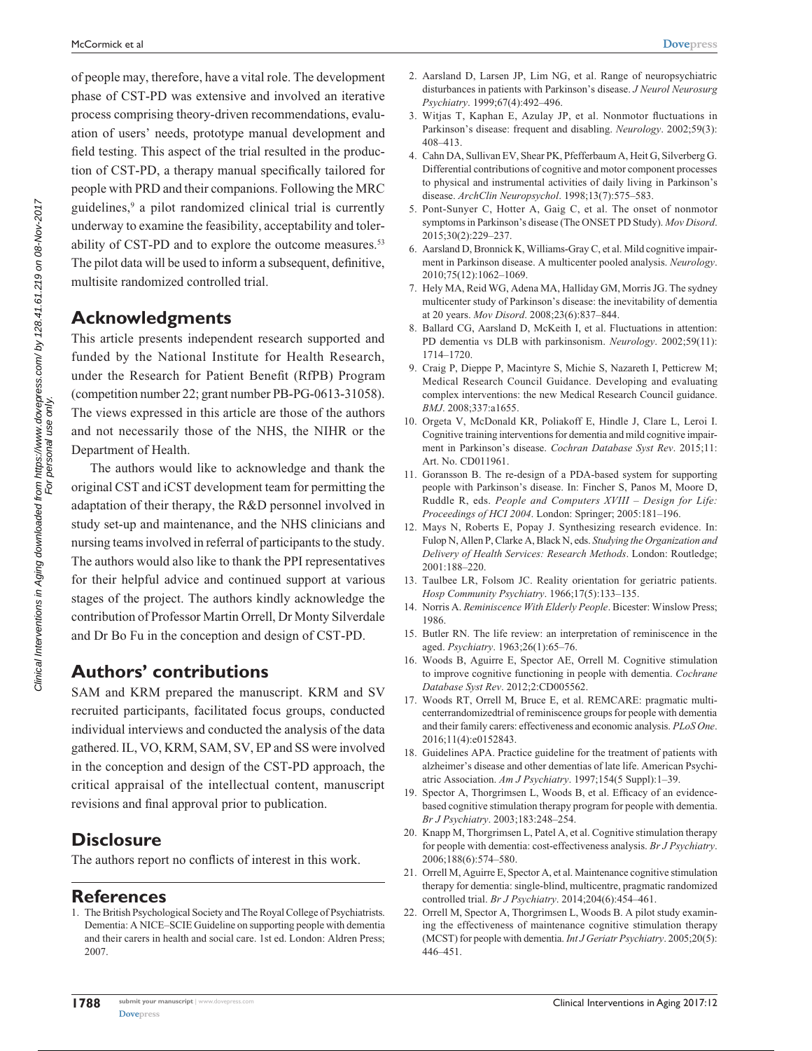of people may, therefore, have a vital role. The development phase of CST-PD was extensive and involved an iterative process comprising theory-driven recommendations, evaluation of users' needs, prototype manual development and field testing. This aspect of the trial resulted in the production of CST-PD, a therapy manual specifically tailored for people with PRD and their companions. Following the MRC guidelines,[9] a pilot randomized clinical trial is currently underway to examine the feasibility, acceptability and tolerability of CST-PD and to explore the outcome measures.[53] The pilot data will be used to inform a subsequent, definitive, multisite randomized controlled trial.

## Acknowledgments

This article presents independent research supported and funded by the National Institute for Health Research, under the Research for Patient Benefit (RfPB) Program (competition number 22; grant number PB-PG-0613-31058). The views expressed in this article are those of the authors and not necessarily those of the NHS, the NIHR or the Department of Health.

The authors would like to acknowledge and thank the original CST and iCST development team for permitting the adaptation of their therapy, the R&D personnel involved in study set-up and maintenance, and the NHS clinicians and nursing teams involved in referral of participants to the study. The authors would also like to thank the PPI representatives for their helpful advice and continued support at various stages of the project. The authors kindly acknowledge the contribution of Professor Martin Orrell, Dr Monty Silverdale and Dr Bo Fu in the conception and design of CST-PD.

## Authors' contributions

SAM and KRM prepared the manuscript. KRM and SV recruited participants, facilitated focus groups, conducted individual interviews and conducted the analysis of the data gathered. IL, VO, KRM, SAM, SV, EP and SS were involved in the conception and design of the CST-PD approach, the critical appraisal of the intellectual content, manuscript revisions and final approval prior to publication.

## Disclosure

The authors report no conflicts of interest in this work.

## References

1. The British Psychological Society and The Royal College of Psychiatrists. Dementia: A NICE–SCIE Guideline on supporting people with dementia and their carers in health and social care. 1st ed. London: Aldren Press; 2007.
2. Aarsland D, Larsen JP, Lim NG, et al. Range of neuropsychiatric disturbances in patients with Parkinson's disease. *J Neurol Neurosurg Psychiatry*. 1999;67(4):492–496.
3. Witjas T, Kaphan E, Azulay JP, et al. Nonmotor fluctuations in Parkinson's disease: frequent and disabling. *Neurology*. 2002;59(3): 408–413.
4. Cahn DA, Sullivan EV, Shear PK, Pfefferbaum A, Heit G, Silverberg G. Differential contributions of cognitive and motor component processes to physical and instrumental activities of daily living in Parkinson's disease. *ArchClin Neuropsychol*. 1998;13(7):575–583.
5. Pont-Sunyer C, Hotter A, Gaig C, et al. The onset of nonmotor symptoms in Parkinson's disease (The ONSET PD Study). *Mov Disord*. 2015;30(2):229–237.
6. Aarsland D, Bronnick K, Williams-Gray C, et al. Mild cognitive impairment in Parkinson disease. A multicenter pooled analysis. *Neurology*. 2010;75(12):1062–1069.
7. Hely MA, Reid WG, Adena MA, Halliday GM, Morris JG. The sydney multicenter study of Parkinson's disease: the inevitability of dementia at 20 years. *Mov Disord*. 2008;23(6):837–844.
8. Ballard CG, Aarsland D, McKeith I, et al. Fluctuations in attention: PD dementia vs DLB with parkinsonism. *Neurology*. 2002;59(11): 1714–1720.
9. Craig P, Dieppe P, Macintyre S, Michie S, Nazareth I, Petticrew M; Medical Research Council Guidance. Developing and evaluating complex interventions: the new Medical Research Council guidance. *BMJ*. 2008;337:a1655.
10. Orgeta V, McDonald KR, Poliakoff E, Hindle J, Clare L, Leroi I. Cognitive training interventions for dementia and mild cognitive impairment in Parkinson's disease. *Cochran Database Syst Rev*. 2015;11: Art. No. CD011961.
11. Goransson B. The re-design of a PDA-based system for supporting people with Parkinson's disease. In: Fincher S, Panos M, Moore D, Ruddle R, eds. *People and Computers XVIII – Design for Life: Proceedings of HCI 2004*. London: Springer; 2005:181–196.
12. Mays N, Roberts E, Popay J. Synthesizing research evidence. In: Fulop N, Allen P, Clarke A, Black N, eds. *Studying the Organization and Delivery of Health Services: Research Methods*. London: Routledge; 2001:188–220.
13. Taulbee LR, Folsom JC. Reality orientation for geriatric patients. *Hosp Community Psychiatry*. 1966;17(5):133–135.
14. Norris A. *Reminiscence With Elderly People*. Bicester: Winslow Press; 1986.
15. Butler RN. The life review: an interpretation of reminiscence in the aged. *Psychiatry*. 1963;26(1):65–76.
16. Woods B, Aguirre E, Spector AE, Orrell M. Cognitive stimulation to improve cognitive functioning in people with dementia. *Cochrane Database Syst Rev*. 2012;2:CD005562.
17. Woods RT, Orrell M, Bruce E, et al. REMCARE: pragmatic multicenterrandomizedtrial of reminiscence groups for people with dementia and their family carers: effectiveness and economic analysis. *PLoS One*. 2016;11(4):e0152843.
18. Guidelines APA. Practice guideline for the treatment of patients with alzheimer's disease and other dementias of late life. American Psychiatric Association. *Am J Psychiatry*. 1997;154(5 Suppl):1–39.
19. Spector A, Thorgrimsen L, Woods B, et al. Efficacy of an evidence-based cognitive stimulation therapy program for people with dementia. *Br J Psychiatry*. 2003;183:248–254.
20. Knapp M, Thorgrimsen L, Patel A, et al. Cognitive stimulation therapy for people with dementia: cost-effectiveness analysis. *Br J Psychiatry*. 2006;188(6):574–580.
21. Orrell M, Aguirre E, Spector A, et al. Maintenance cognitive stimulation therapy for dementia: single-blind, multicentre, pragmatic randomized controlled trial. *Br J Psychiatry*. 2014;204(6):454–461.
22. Orrell M, Spector A, Thorgrimsen L, Woods B. A pilot study examining the effectiveness of maintenance cognitive stimulation therapy (MCST) for people with dementia. *Int J Geriatr Psychiatry*. 2005;20(5): 446–451.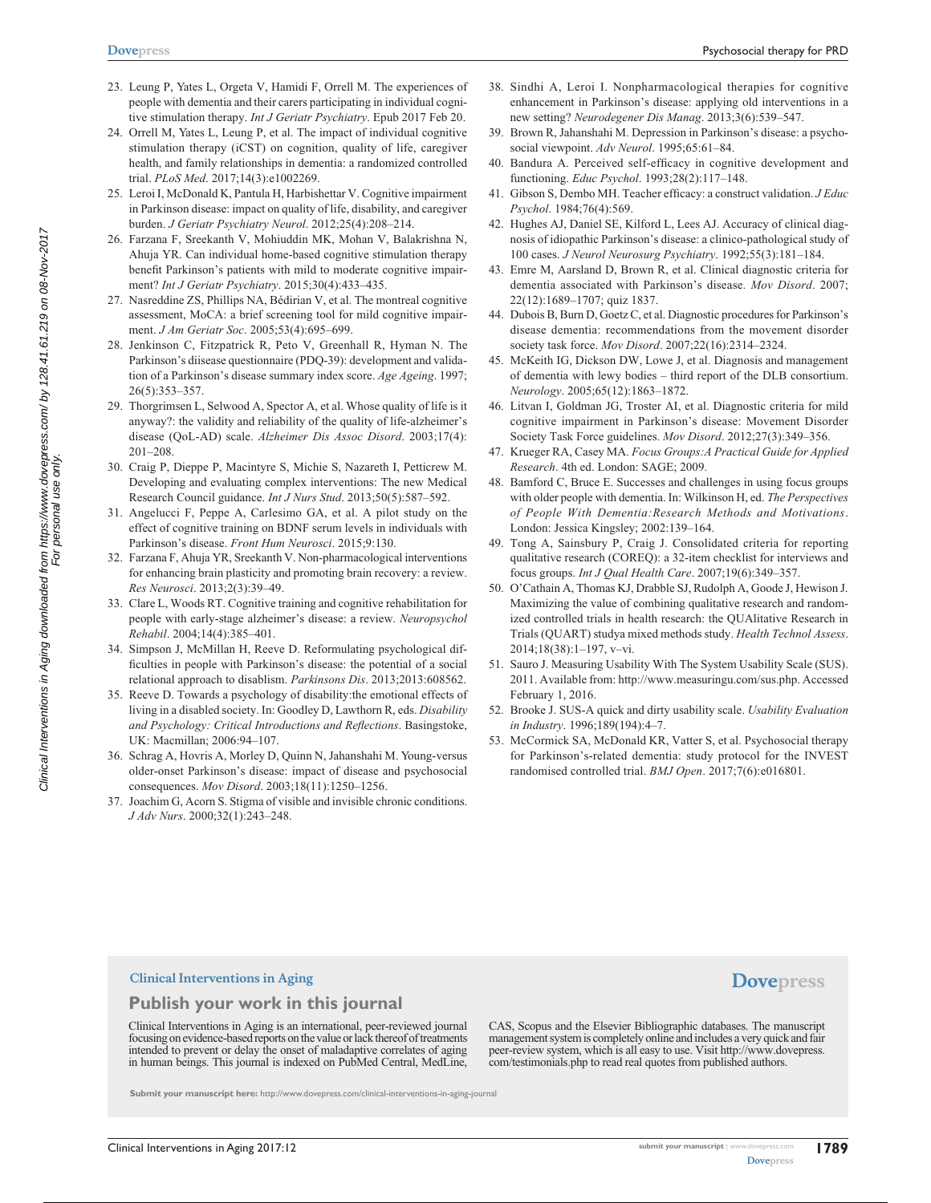23. Leung P, Yates L, Orgeta V, Hamidi F, Orrell M. The experiences of people with dementia and their carers participating in individual cognitive stimulation therapy. *Int J Geriatr Psychiatry*. Epub 2017 Feb 20.
24. Orrell M, Yates L, Leung P, et al. The impact of individual cognitive stimulation therapy (iCST) on cognition, quality of life, caregiver health, and family relationships in dementia: a randomized controlled trial. *PLoS Med*. 2017;14(3):e1002269.
25. Leroi I, McDonald K, Pantula H, Harbishettar V. Cognitive impairment in Parkinson disease: impact on quality of life, disability, and caregiver burden. *J Geriatr Psychiatry Neurol*. 2012;25(4):208–214.
26. Farzana F, Sreekanth V, Mohiuddin MK, Mohan V, Balakrishna N, Ahuja YR. Can individual home-based cognitive stimulation therapy benefit Parkinson's patients with mild to moderate cognitive impairment? *Int J Geriatr Psychiatry*. 2015;30(4):433–435.
27. Nasreddine ZS, Phillips NA, Bédirian V, et al. The montreal cognitive assessment, MoCA: a brief screening tool for mild cognitive impairment. *J Am Geriatr Soc*. 2005;53(4):695–699.
28. Jenkinson C, Fitzpatrick R, Peto V, Greenhall R, Hyman N. The Parkinson's diisease questionnaire (PDQ-39): development and validation of a Parkinson's disease summary index score. *Age Ageing*. 1997; 26(5):353–357.
29. Thorgrimsen L, Selwood A, Spector A, et al. Whose quality of life is it anyway?: the validity and reliability of the quality of life-alzheimer's disease (QoL-AD) scale. *Alzheimer Dis Assoc Disord*. 2003;17(4): 201–208.
30. Craig P, Dieppe P, Macintyre S, Michie S, Nazareth I, Petticrew M. Developing and evaluating complex interventions: The new Medical Research Council guidance. *Int J Nurs Stud*. 2013;50(5):587–592.
31. Angelucci F, Peppe A, Carlesimo GA, et al. A pilot study on the effect of cognitive training on BDNF serum levels in individuals with Parkinson's disease. *Front Hum Neurosci*. 2015;9:130.
32. Farzana F, Ahuja YR, Sreekanth V. Non-pharmacological interventions for enhancing brain plasticity and promoting brain recovery: a review. *Res Neurosci*. 2013;2(3):39–49.
33. Clare L, Woods RT. Cognitive training and cognitive rehabilitation for people with early-stage alzheimer's disease: a review. *Neuropsychol Rehabil*. 2004;14(4):385–401.
34. Simpson J, McMillan H, Reeve D. Reformulating psychological difficulties in people with Parkinson's disease: the potential of a social relational approach to disablism. *Parkinsons Dis*. 2013;2013:608562.
35. Reeve D. Towards a psychology of disability:the emotional effects of living in a disabled society. In: Goodley D, Lawthorn R, eds. *Disability and Psychology: Critical Introductions and Reflections*. Basingstoke, UK: Macmillan; 2006:94–107.
36. Schrag A, Hovris A, Morley D, Quinn N, Jahanshahi M. Young-versus older-onset Parkinson's disease: impact of disease and psychosocial consequences. *Mov Disord*. 2003;18(11):1250–1256.
37. Joachim G, Acorn S. Stigma of visible and invisible chronic conditions. *J Adv Nurs*. 2000;32(1):243–248.
38. Sindhi A, Leroi I. Nonpharmacological therapies for cognitive enhancement in Parkinson's disease: applying old interventions in a new setting? *Neurodegener Dis Manag*. 2013;3(6):539–547.
39. Brown R, Jahanshahi M. Depression in Parkinson's disease: a psychosocial viewpoint. *Adv Neurol*. 1995;65:61–84.
40. Bandura A. Perceived self-efficacy in cognitive development and functioning. *Educ Psychol*. 1993;28(2):117–148.
41. Gibson S, Dembo MH. Teacher efficacy: a construct validation. *J Educ Psychol*. 1984;76(4):569.
42. Hughes AJ, Daniel SE, Kilford L, Lees AJ. Accuracy of clinical diagnosis of idiopathic Parkinson's disease: a clinico-pathological study of 100 cases. *J Neurol Neurosurg Psychiatry*. 1992;55(3):181–184.
43. Emre M, Aarsland D, Brown R, et al. Clinical diagnostic criteria for dementia associated with Parkinson's disease. *Mov Disord*. 2007; 22(12):1689–1707; quiz 1837.
44. Dubois B, Burn D, Goetz C, et al. Diagnostic procedures for Parkinson's disease dementia: recommendations from the movement disorder society task force. *Mov Disord*. 2007;22(16):2314–2324.
45. McKeith IG, Dickson DW, Lowe J, et al. Diagnosis and management of dementia with lewy bodies – third report of the DLB consortium. *Neurology*. 2005;65(12):1863–1872.
46. Litvan I, Goldman JG, Troster AI, et al. Diagnostic criteria for mild cognitive impairment in Parkinson's disease: Movement Disorder Society Task Force guidelines. *Mov Disord*. 2012;27(3):349–356.
47. Krueger RA, Casey MA. *Focus Groups:A Practical Guide for Applied Research*. 4th ed. London: SAGE; 2009.
48. Bamford C, Bruce E. Successes and challenges in using focus groups with older people with dementia. In: Wilkinson H, ed. *The Perspectives of People With Dementia:Research Methods and Motivations*. London: Jessica Kingsley; 2002:139–164.
49. Tong A, Sainsbury P, Craig J. Consolidated criteria for reporting qualitative research (COREQ): a 32-item checklist for interviews and focus groups. *Int J Qual Health Care*. 2007;19(6):349–357.
50. O'Cathain A, Thomas KJ, Drabble SJ, Rudolph A, Goode J, Hewison J. Maximizing the value of combining qualitative research and randomized controlled trials in health research: the QUAlitative Research in Trials (QUART) studya mixed methods study. *Health Technol Assess*. 2014;18(38):1–197, v–vi.
51. Sauro J. Measuring Usability With The System Usability Scale (SUS). 2011. Available from: http://www.measuringu.com/sus.php. Accessed February 1, 2016.
52. Brooke J. SUS-A quick and dirty usability scale. *Usability Evaluation in Industry*. 1996;189(194):4–7.
53. McCormick SA, McDonald KR, Vatter S, et al. Psychosocial therapy for Parkinson's-related dementia: study protocol for the INVEST randomised controlled trial. *BMJ Open*. 2017;7(6):e016801.

**Clinical Interventions in Aging**

**Dovepress**

## Publish your work in this journal

Clinical Interventions in Aging is an international, peer-reviewed journal focusing on evidence-based reports on the value or lack thereof of treatments intended to prevent or delay the onset of maladaptive correlates of aging in human beings. This journal is indexed on PubMed Central, MedLine, CAS, Scopus and the Elsevier Bibliographic databases. The manuscript management system is completely online and includes a very quick and fair peer-review system, which is all easy to use. Visit http://www.dovepress.com/testimonials.php to read real quotes from published authors.

**Submit your manuscript here:** http://www.dovepress.com/clinical-interventions-in-aging-journal